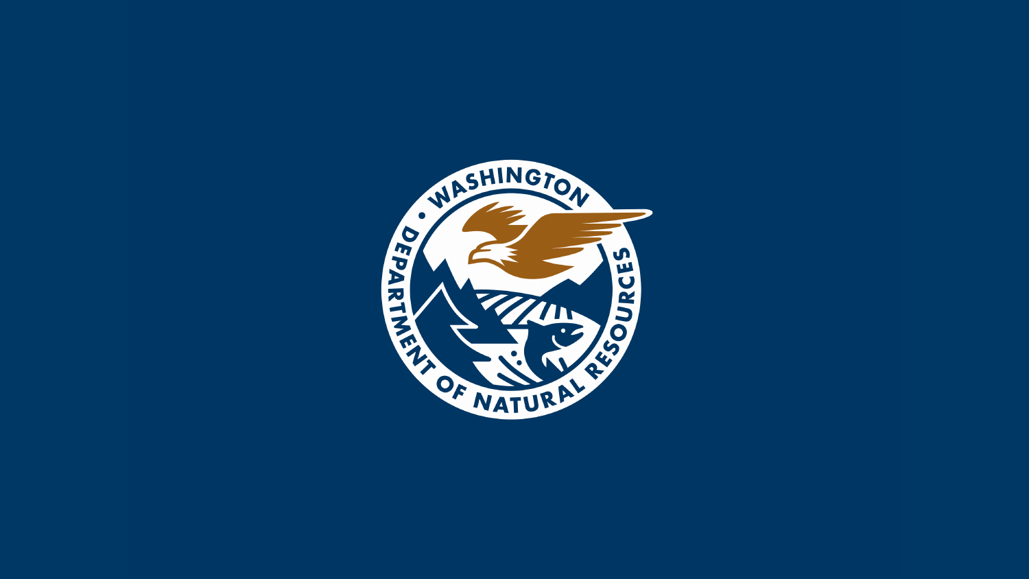WASHINGTON • DEPARTMENT OF NATURAL RESOURCES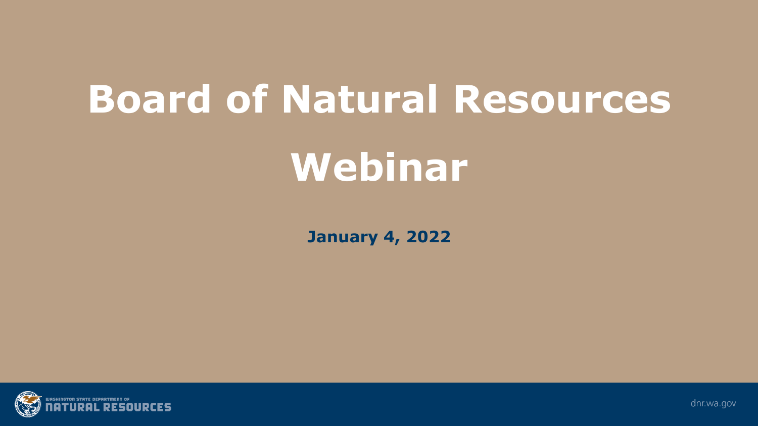# Board of Natural Resources Webinar

**January 4, 2022**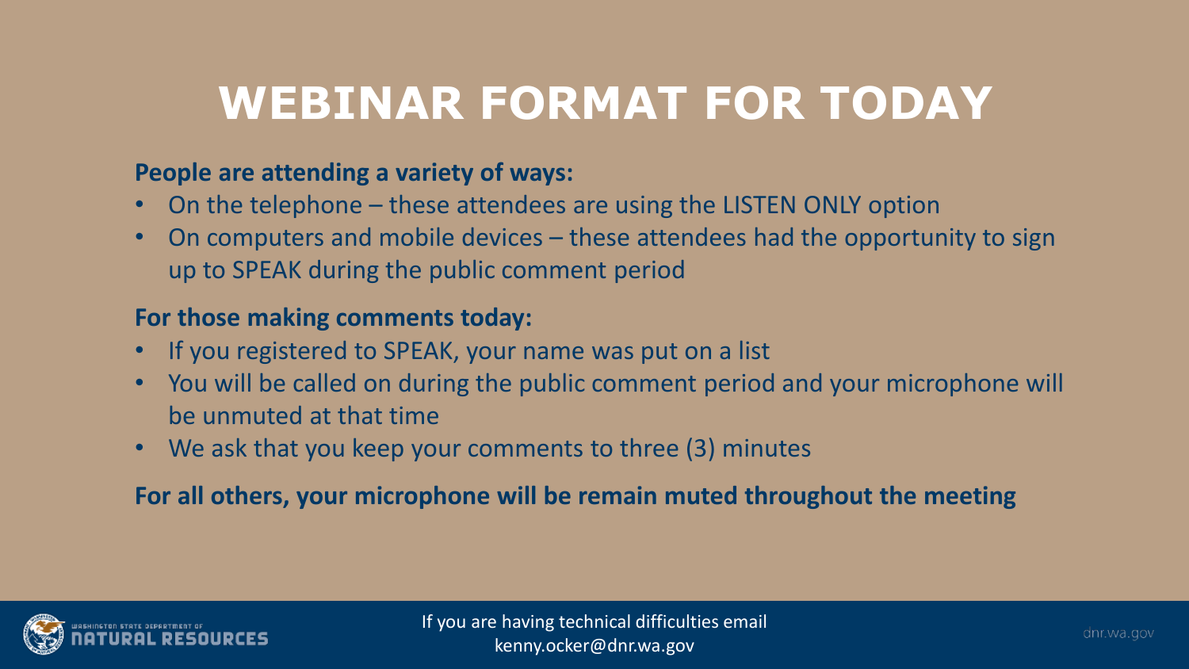# WEBINAR FORMAT FOR TODAY

**People are attending a variety of ways:**

- On the telephone – these attendees are using the LISTEN ONLY option
- On computers and mobile devices – these attendees had the opportunity to sign up to SPEAK during the public comment period

**For those making comments today:**

- If you registered to SPEAK, your name was put on a list
- You will be called on during the public comment period and your microphone will be unmuted at that time
- We ask that you keep your comments to three (3) minutes

**For all others, your microphone will be remain muted throughout the meeting**

If you are having technical difficulties email kenny.ocker@dnr.wa.gov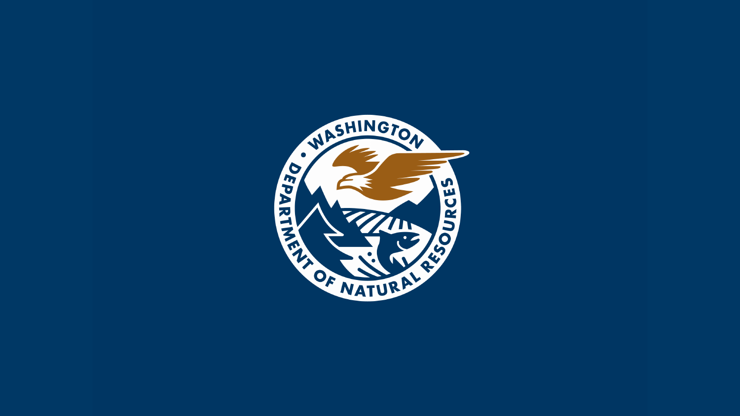WASHINGTON • DEPARTMENT OF NATURAL RESOURCES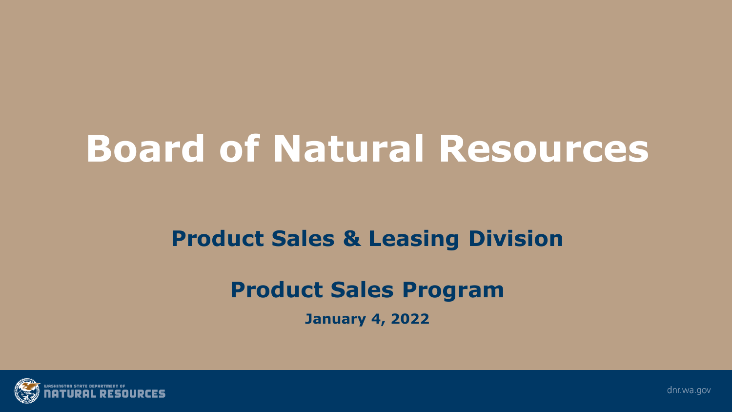# Board of Natural Resources

## Product Sales & Leasing Division

## Product Sales Program

**January 4, 2022**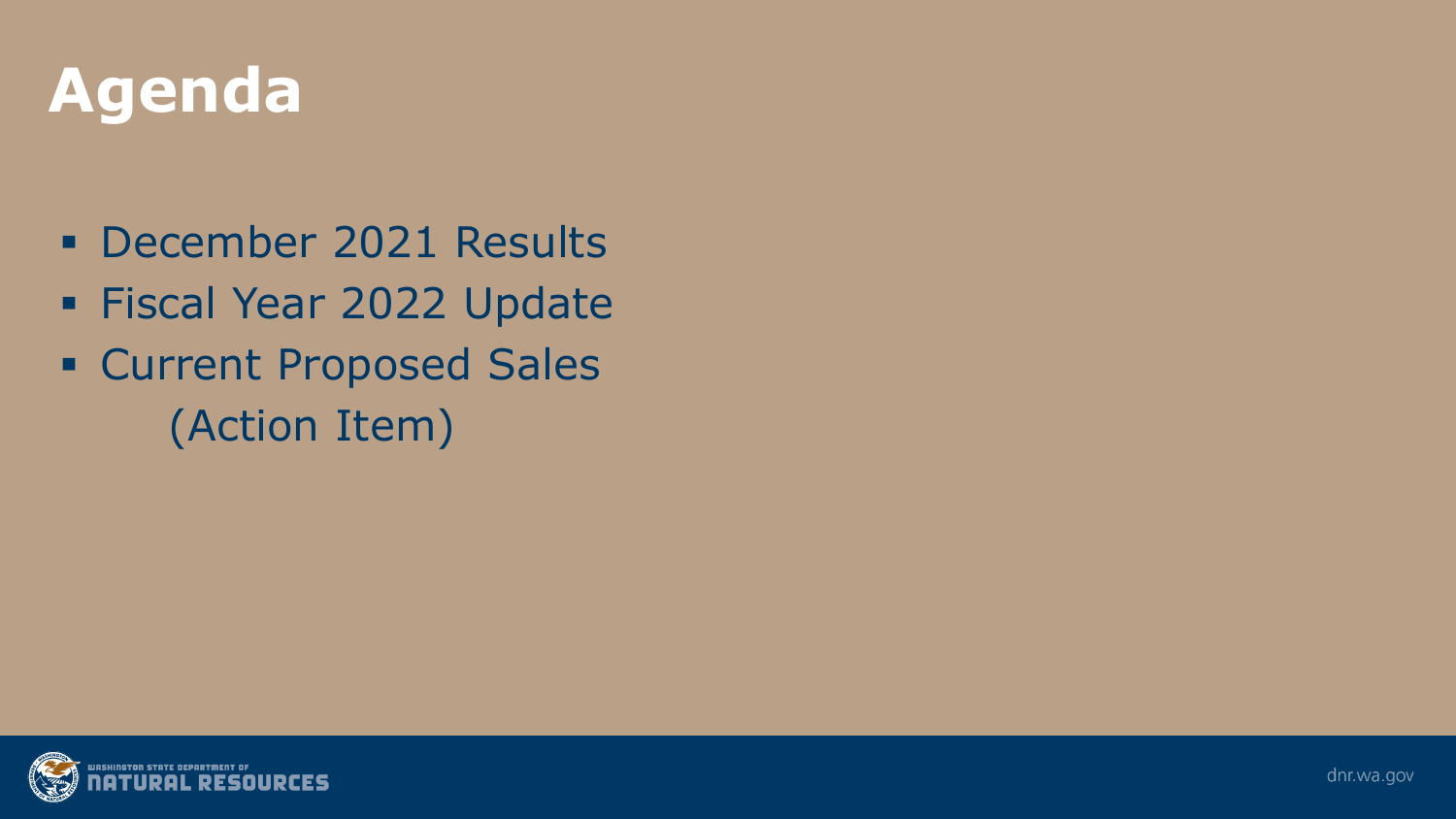# Agenda

- December 2021 Results
- Fiscal Year 2022 Update
- Current Proposed Sales
  (Action Item)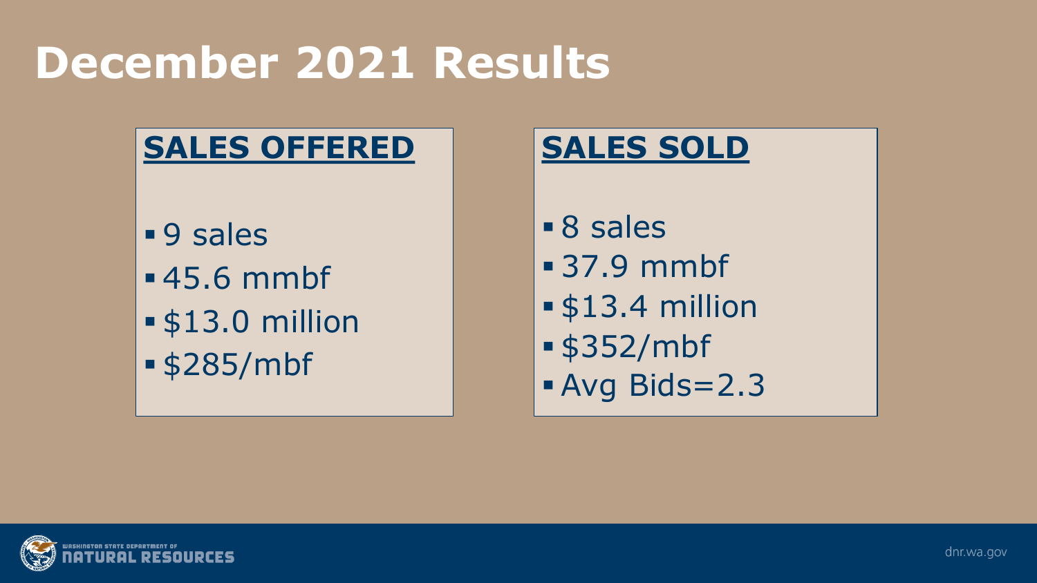# December 2021 Results

## SALES OFFERED

- 9 sales
- 45.6 mmbf
- $13.0 million
- $285/mbf

## SALES SOLD

- 8 sales
- 37.9 mmbf
- $13.4 million
- $352/mbf
- Avg Bids=2.3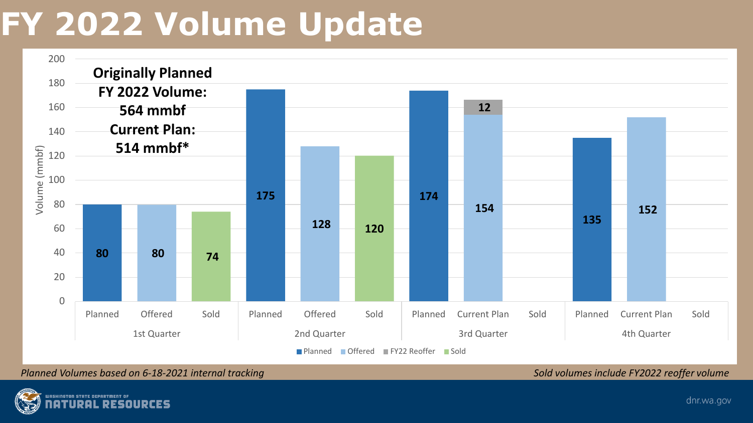# FY 2022 Volume Update

**Originally Planned FY 2022 Volume: 564 mmbf**
**Current Plan: 514 mmbf***

Volume (mmbf)

| Quarter | Planned | Offered / Current Plan | FY22 Reoffer | Sold |
|---|---|---|---|---|
| 1st Quarter | 80 | 80 (Offered) | | 74 |
| 2nd Quarter | 175 | 128 (Offered) | | 120 |
| 3rd Quarter | 174 | 154 (Current Plan) | 12 | |
| 4th Quarter | 135 | 152 (Current Plan) | | |

Legend: Planned, Offered, FY22 Reoffer, Sold

*Planned Volumes based on 6-18-2021 internal tracking*

*Sold volumes include FY2022 reoffer volume*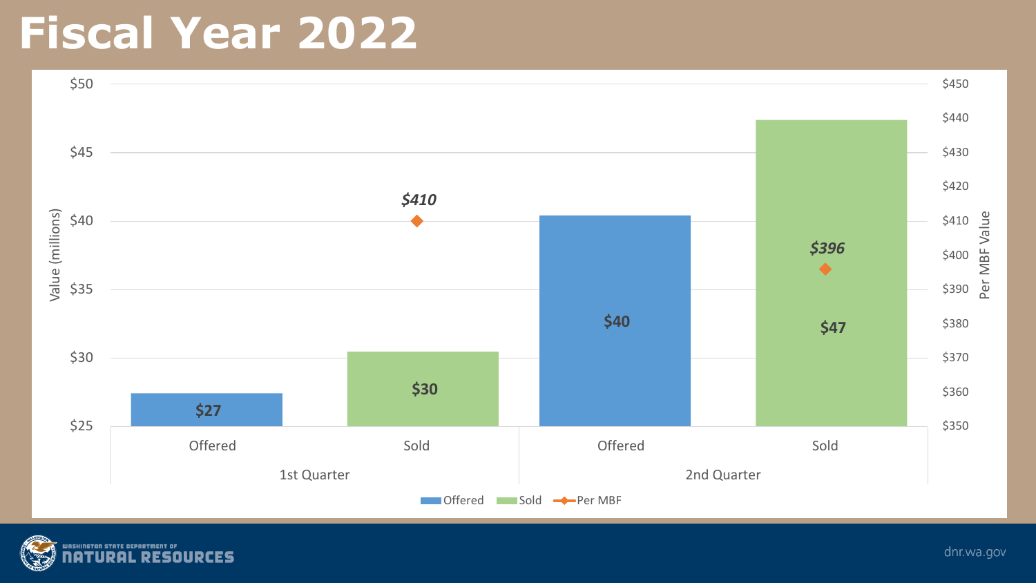# Fiscal Year 2022

| | Offered | Sold | Per MBF |
|---|---|---|---|
| 1st Quarter | $27 | $30 | $410 |
| 2nd Quarter | $40 | $47 | $396 |

Value (millions) | Per MBF Value

Offered | Sold | Per MBF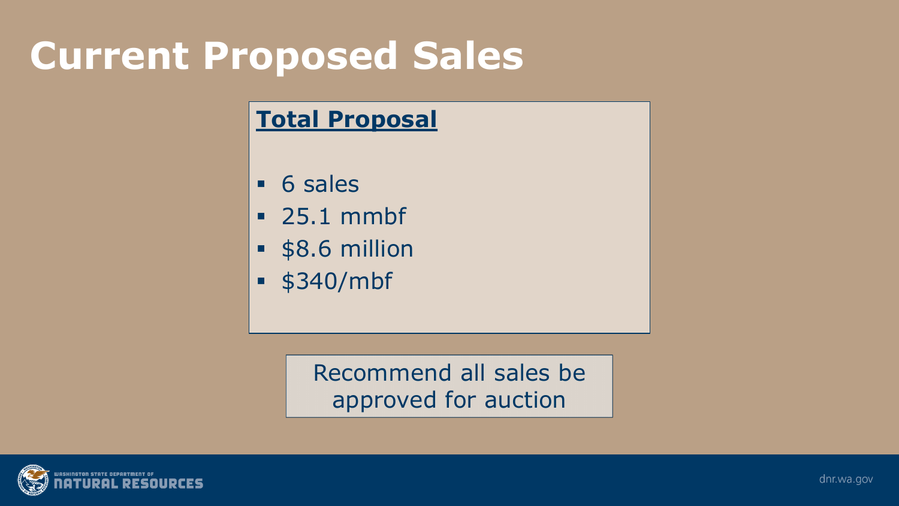# Current Proposed Sales

**Total Proposal**

- 6 sales
- 25.1 mmbf
- $8.6 million
- $340/mbf

Recommend all sales be approved for auction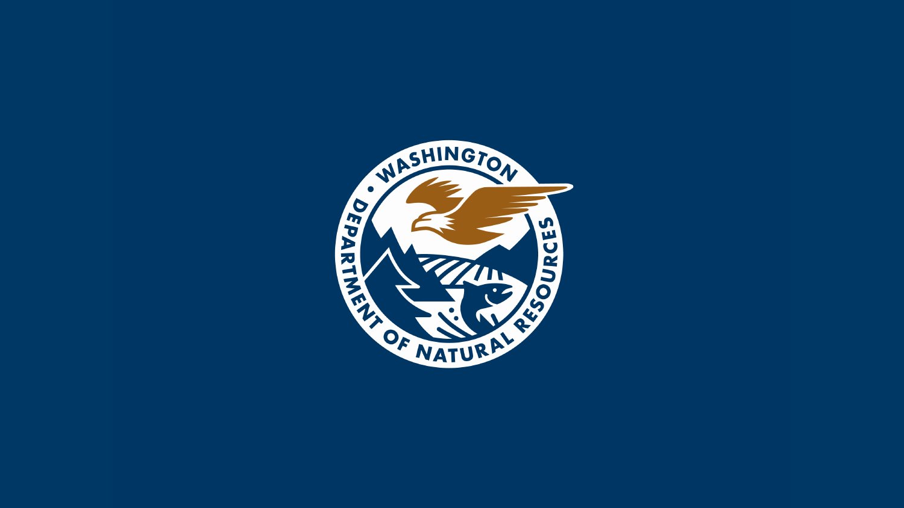WASHINGTON • DEPARTMENT OF NATURAL RESOURCES